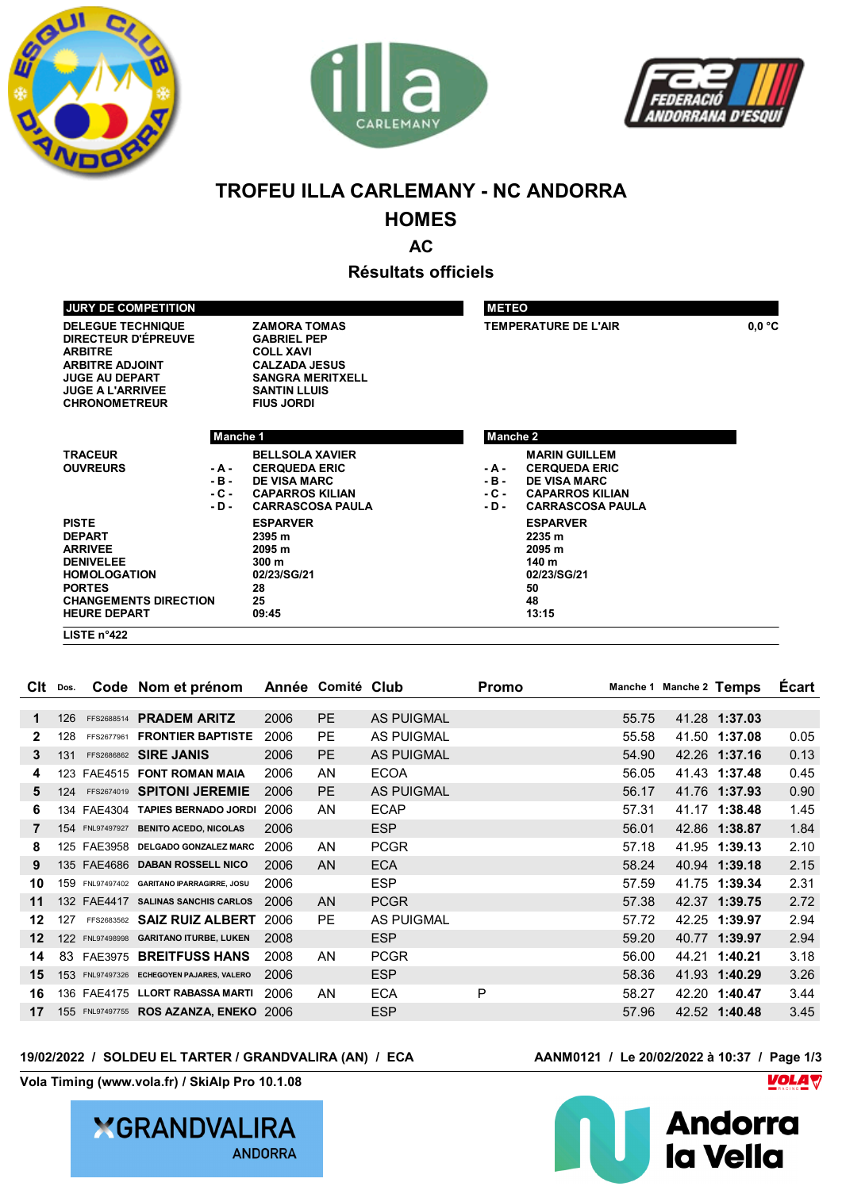# TROFEU ILLA CARLEMANY - NC ANDORRA

## HOMES

### AC

### Résultats officiels

| JURY DE COMPETITION | |
|---|---|
| DELEGUE TECHNIQUE | ZAMORA TOMAS |
| DIRECTEUR D'ÉPREUVE | GABRIEL PEP |
| ARBITRE | COLL XAVI |
| ARBITRE ADJOINT | CALZADA JESUS |
| JUGE AU DEPART | SANGRA MERITXELL |
| JUGE A L'ARRIVEE | SANTIN LLUIS |
| CHRONOMETREUR | FIUS JORDI |

| METEO | |
|---|---|
| TEMPERATURE DE L'AIR | 0,0 °C |

| | Manche 1 | Manche 2 |
|---|---|---|
| TRACEUR | BELLSOLA XAVIER | MARIN GUILLEM |
| OUVREURS | - A - CERQUEDA ERIC | - A - CERQUEDA ERIC |
| | - B - DE VISA MARC | - B - DE VISA MARC |
| | - C - CAPARROS KILIAN | - C - CAPARROS KILIAN |
| | - D - CARRASCOSA PAULA | - D - CARRASCOSA PAULA |
| PISTE | ESPARVER | ESPARVER |
| DEPART | 2395 m | 2235 m |
| ARRIVEE | 2095 m | 2095 m |
| DENIVELEE | 300 m | 140 m |
| HOMOLOGATION | 02/23/SG/21 | 02/23/SG/21 |
| PORTES | 28 | 50 |
| CHANGEMENTS DIRECTION | 25 | 48 |
| HEURE DEPART | 09:45 | 13:15 |

LISTE n°422

| Clt | Dos. | Code | Nom et prénom | Année | Comité | Club | Promo | Manche 1 | Manche 2 | Temps | Écart |
|---|---|---|---|---|---|---|---|---|---|---|---|
| 1 | 126 | FFS2688514 | PRADEM ARITZ | 2006 | PE | AS PUIGMAL | | 55.75 | 41.28 | 1:37.03 | |
| 2 | 128 | FFS2677961 | FRONTIER BAPTISTE | 2006 | PE | AS PUIGMAL | | 55.58 | 41.50 | 1:37.08 | 0.05 |
| 3 | 131 | FFS2686862 | SIRE JANIS | 2006 | PE | AS PUIGMAL | | 54.90 | 42.26 | 1:37.16 | 0.13 |
| 4 | 123 | FAE4515 | FONT ROMAN MAIA | 2006 | AN | ECOA | | 56.05 | 41.43 | 1:37.48 | 0.45 |
| 5 | 124 | FFS2674019 | SPITONI JEREMIE | 2006 | PE | AS PUIGMAL | | 56.17 | 41.76 | 1:37.93 | 0.90 |
| 6 | 134 | FAE4304 | TAPIES BERNADO JORDI | 2006 | AN | ECAP | | 57.31 | 41.17 | 1:38.48 | 1.45 |
| 7 | 154 | FNL97497927 | BENITO ACEDO, NICOLAS | 2006 | | ESP | | 56.01 | 42.86 | 1:38.87 | 1.84 |
| 8 | 125 | FAE3958 | DELGADO GONZALEZ MARC | 2006 | AN | PCGR | | 57.18 | 41.95 | 1:39.13 | 2.10 |
| 9 | 135 | FAE4686 | DABAN ROSSELL NICO | 2006 | AN | ECA | | 58.24 | 40.94 | 1:39.18 | 2.15 |
| 10 | 159 | FNL97497402 | GARITANO IPARRAGIRRE, JOSU | 2006 | | ESP | | 57.59 | 41.75 | 1:39.34 | 2.31 |
| 11 | 132 | FAE4417 | SALINAS SANCHIS CARLOS | 2006 | AN | PCGR | | 57.38 | 42.37 | 1:39.75 | 2.72 |
| 12 | 127 | FFS2683562 | SAIZ RUIZ ALBERT | 2006 | PE | AS PUIGMAL | | 57.72 | 42.25 | 1:39.97 | 2.94 |
| 12 | 122 | FNL97498998 | GARITANO ITURBE, LUKEN | 2008 | | ESP | | 59.20 | 40.77 | 1:39.97 | 2.94 |
| 14 | 83 | FAE3975 | BREITFUSS HANS | 2008 | AN | PCGR | | 56.00 | 44.21 | 1:40.21 | 3.18 |
| 15 | 153 | FNL97497326 | ECHEGOYEN PAJARES, VALERO | 2006 | | ESP | | 58.36 | 41.93 | 1:40.29 | 3.26 |
| 16 | 136 | FAE4175 | LLORT RABASSA MARTI | 2006 | AN | ECA | P | 58.27 | 42.20 | 1:40.47 | 3.44 |
| 17 | 155 | FNL97497755 | ROS AZANZA, ENEKO | 2006 | | ESP | | 57.96 | 42.52 | 1:40.48 | 3.45 |

19/02/2022 / SOLDEU EL TARTER / GRANDVALIRA (AN) / ECA — AANM0121 / Le 20/02/2022 à 10:37

Vola Timing (www.vola.fr) / SkiAlp Pro 10.1.08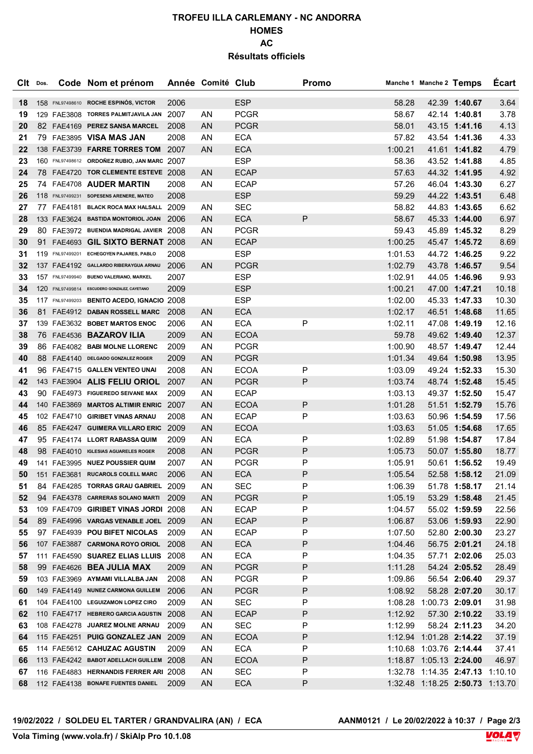# TROFEU ILLA CARLEMANY - NC ANDORRA
## HOMES
## AC
## Résultats officiels

| Clt | Dos. | Code | Nom et prénom | Année | Comité | Club | Promo | Manche 1 | Manche 2 | Temps | Écart |
|---|---|---|---|---|---|---|---|---|---|---|---|
| 18 | 158 | FNL97498610 | ROCHE ESPINÓS, VICTOR | 2006 | | ESP | | 58.28 | 42.39 | **1:40.67** | 3.64 |
| 19 | 129 | FAE3808 | TORRES PALMITJAVILA JAN | 2007 | AN | PCGR | | 58.67 | 42.14 | **1:40.81** | 3.78 |
| 20 | 82 | FAE4169 | PEREZ SANSA MARCEL | 2008 | AN | PCGR | | 58.01 | 43.15 | **1:41.16** | 4.13 |
| 21 | 79 | FAE3895 | VISA MAS JAN | 2008 | AN | ECA | | 57.82 | 43.54 | **1:41.36** | 4.33 |
| 22 | 138 | FAE3739 | FARRE TORRES TOM | 2007 | AN | ECA | | 1:00.21 | 41.61 | **1:41.82** | 4.79 |
| 23 | 160 | FNL97498612 | ORDOÑEZ RUBIO, JAN MARC | 2007 | | ESP | | 58.36 | 43.52 | **1:41.88** | 4.85 |
| 24 | 78 | FAE4720 | TOR CLEMENTE ESTEVE | 2008 | AN | ECAP | | 57.63 | 44.32 | **1:41.95** | 4.92 |
| 25 | 74 | FAE4708 | AUDER MARTIN | 2008 | AN | ECAP | | 57.26 | 46.04 | **1:43.30** | 6.27 |
| 26 | 118 | FNL97499231 | SOPESENS ARENERE, MATEO | 2008 | | ESP | | 59.29 | 44.22 | **1:43.51** | 6.48 |
| 27 | 77 | FAE4181 | BLACK ROCA MAX HALSALL | 2009 | AN | SEC | | 58.82 | 44.83 | **1:43.65** | 6.62 |
| 28 | 133 | FAE3624 | BASTIDA MONTORIOL JOAN | 2006 | AN | ECA | P | 58.67 | 45.33 | **1:44.00** | 6.97 |
| 29 | 80 | FAE3972 | BUENDIA MADRIGAL JAVIER | 2008 | AN | PCGR | | 59.43 | 45.89 | **1:45.32** | 8.29 |
| 30 | 91 | FAE4693 | GIL SIXTO BERNAT | 2008 | AN | ECAP | | 1:00.25 | 45.47 | **1:45.72** | 8.69 |
| 31 | 119 | FNL97499201 | ECHEGOYEN PAJARES, PABLO | 2008 | | ESP | | 1:01.53 | 44.72 | **1:46.25** | 9.22 |
| 32 | 137 | FAE4192 | GALLARDO RIBERAYGUA ARNAU | 2006 | AN | PCGR | | 1:02.79 | 43.78 | **1:46.57** | 9.54 |
| 33 | 157 | FNL97499940 | BUENO VALERIANO, MARKEL | 2007 | | ESP | | 1:02.91 | 44.05 | **1:46.96** | 9.93 |
| 34 | 120 | FNL97499814 | ESCUDERO GONZALEZ, CAYETANO | 2009 | | ESP | | 1:00.21 | 47.00 | **1:47.21** | 10.18 |
| 35 | 117 | FNL97499203 | BENITO ACEDO, IGNACIO | 2008 | | ESP | | 1:02.00 | 45.33 | **1:47.33** | 10.30 |
| 36 | 81 | FAE4912 | DABAN ROSSELL MARC | 2008 | AN | ECA | | 1:02.17 | 46.51 | **1:48.68** | 11.65 |
| 37 | 139 | FAE3632 | BOBET MARTOS ENOC | 2006 | AN | ECA | P | 1:02.11 | 47.08 | **1:49.19** | 12.16 |
| 38 | 76 | FAE4536 | BAZAROV ILIA | 2009 | AN | ECOA | | 59.78 | 49.62 | **1:49.40** | 12.37 |
| 39 | 86 | FAE4082 | BABI MOLNE LLORENC | 2009 | AN | PCGR | | 1:00.90 | 48.57 | **1:49.47** | 12.44 |
| 40 | 88 | FAE4140 | DELGADO GONZALEZ ROGER | 2009 | AN | PCGR | | 1:01.34 | 49.64 | **1:50.98** | 13.95 |
| 41 | 96 | FAE4715 | GALLEN VENTEO UNAI | 2008 | AN | ECOA | P | 1:03.09 | 49.24 | **1:52.33** | 15.30 |
| 42 | 143 | FAE3904 | ALIS FELIU ORIOL | 2007 | AN | PCGR | P | 1:03.74 | 48.74 | **1:52.48** | 15.45 |
| 43 | 90 | FAE4973 | FIGUEREDO SEIVANE MAX | 2009 | AN | ECAP | | 1:03.13 | 49.37 | **1:52.50** | 15.47 |
| 44 | 140 | FAE3869 | MARTOS ALTIMIR ENRIC | 2007 | AN | ECOA | P | 1:01.28 | 51.51 | **1:52.79** | 15.76 |
| 45 | 102 | FAE4710 | GIRIBET VINAS ARNAU | 2008 | AN | ECAP | P | 1:03.63 | 50.96 | **1:54.59** | 17.56 |
| 46 | 85 | FAE4247 | GUIMERA VILLARO ERIC | 2009 | AN | ECOA | | 1:03.63 | 51.05 | **1:54.68** | 17.65 |
| 47 | 95 | FAE4174 | LLORT RABASSA QUIM | 2009 | AN | ECA | P | 1:02.89 | 51.98 | **1:54.87** | 17.84 |
| 48 | 98 | FAE4010 | IGLESIAS AGUARELES ROGER | 2008 | AN | PCGR | P | 1:05.73 | 50.07 | **1:55.80** | 18.77 |
| 49 | 141 | FAE3995 | NUEZ POUSSIER QUIM | 2007 | AN | PCGR | P | 1:05.91 | 50.61 | **1:56.52** | 19.49 |
| 50 | 151 | FAE3681 | RUCAROLS COLELL MARC | 2006 | AN | ECA | P | 1:05.54 | 52.58 | **1:58.12** | 21.09 |
| 51 | 84 | FAE4285 | TORRAS GRAU GABRIEL | 2009 | AN | SEC | P | 1:06.39 | 51.78 | **1:58.17** | 21.14 |
| 52 | 94 | FAE4378 | CARRERAS SOLANO MARTI | 2009 | AN | PCGR | P | 1:05.19 | 53.29 | **1:58.48** | 21.45 |
| 53 | 109 | FAE4709 | GIRIBET VINAS JORDI | 2008 | AN | ECAP | P | 1:04.57 | 55.02 | **1:59.59** | 22.56 |
| 54 | 89 | FAE4996 | VARGAS VENABLE JOEL | 2009 | AN | ECAP | P | 1:06.87 | 53.06 | **1:59.93** | 22.90 |
| 55 | 97 | FAE4939 | POU BIFET NICOLAS | 2009 | AN | ECAP | P | 1:07.50 | 52.80 | **2:00.30** | 23.27 |
| 56 | 107 | FAE3887 | CARMONA ROYO ORIOL | 2008 | AN | ECA | P | 1:04.46 | 56.75 | **2:01.21** | 24.18 |
| 57 | 111 | FAE4590 | SUAREZ ELIAS LLUIS | 2008 | AN | ECA | P | 1:04.35 | 57.71 | **2:02.06** | 25.03 |
| 58 | 99 | FAE4626 | BEA JULIA MAX | 2009 | AN | PCGR | P | 1:11.28 | 54.24 | **2:05.52** | 28.49 |
| 59 | 103 | FAE3969 | AYMAMI VILLALBA JAN | 2008 | AN | PCGR | P | 1:09.86 | 56.54 | **2:06.40** | 29.37 |
| 60 | 149 | FAE4149 | NUNEZ CARMONA GUILLEM | 2006 | AN | PCGR | P | 1:08.92 | 58.28 | **2:07.20** | 30.17 |
| 61 | 104 | FAE4100 | LEGUIZAMON LOPEZ CIRO | 2009 | AN | SEC | P | 1:08.28 | 1:00.73 | **2:09.01** | 31.98 |
| 62 | 110 | FAE4717 | HEBRERO GARCIA AGUSTIN | 2008 | AN | ECAP | P | 1:12.92 | 57.30 | **2:10.22** | 33.19 |
| 63 | 108 | FAE4278 | JUAREZ MOLNE ARNAU | 2009 | AN | SEC | P | 1:12.99 | 58.24 | **2:11.23** | 34.20 |
| 64 | 115 | FAE4251 | PUIG GONZALEZ JAN | 2009 | AN | ECOA | P | 1:12.94 | 1:01.28 | **2:14.22** | 37.19 |
| 65 | 114 | FAE5612 | CAHUZAC AGUSTIN | 2009 | AN | ECA | P | 1:10.68 | 1:03.76 | **2:14.44** | 37.41 |
| 66 | 113 | FAE4242 | BABOT ADELLACH GUILLEM | 2008 | AN | ECOA | P | 1:18.87 | 1:05.13 | **2:24.00** | 46.97 |
| 67 | 116 | FAE4883 | HERNANDIS FERRER ARI | 2008 | AN | SEC | P | 1:32.78 | 1:14.35 | **2:47.13** | 1:10.10 |
| 68 | 112 | FAE4138 | BONAFE FUENTES DANIEL | 2009 | AN | ECA | P | 1:32.48 | 1:18.25 | **2:50.73** | 1:13.70 |

19/02/2022 / SOLDEU EL TARTER / GRANDVALIRA (AN) / ECA — AANM0121 / Le 20/02/2022 à 10:37

Vola Timing (www.vola.fr) / SkiAlp Pro 10.1.08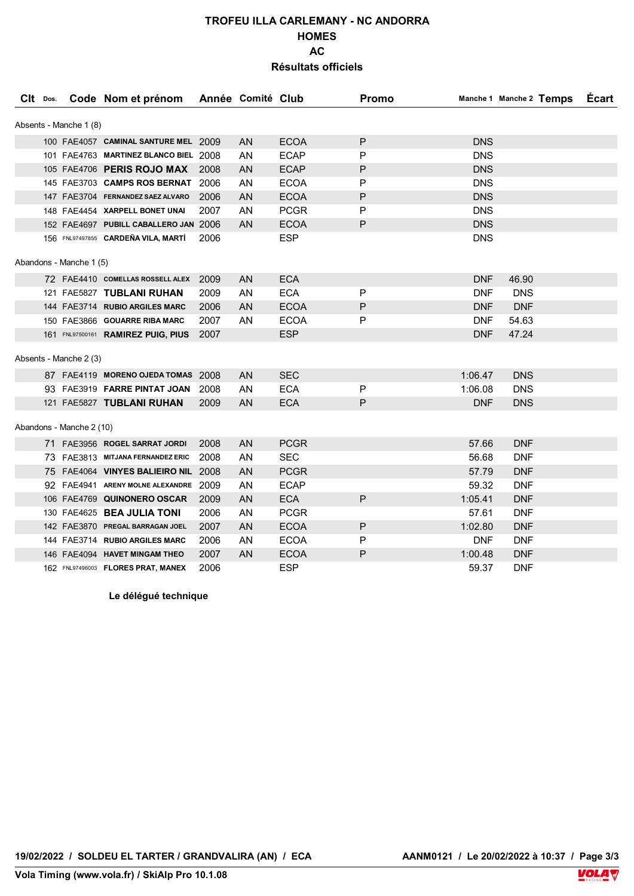# TROFEU ILLA CARLEMANY - NC ANDORRA

## HOMES

## AC

## Résultats officiels

| Clt | Dos. | Code | Nom et prénom | Année | Comité | Club | Promo | Manche 1 | Manche 2 | Temps | Écart |
|---|---|---|---|---|---|---|---|---|---|---|---|
| Absents - Manche 1 (8) | | | | | | | | | | | |
| | 100 | FAE4057 | CAMINAL SANTURE MEL | 2009 | AN | ECOA | P | DNS | | | |
| | 101 | FAE4763 | MARTINEZ BLANCO BIEL | 2008 | AN | ECAP | P | DNS | | | |
| | 105 | FAE4706 | PERIS ROJO MAX | 2008 | AN | ECAP | P | DNS | | | |
| | 145 | FAE3703 | CAMPS ROS BERNAT | 2006 | AN | ECOA | P | DNS | | | |
| | 147 | FAE3704 | FERNANDEZ SAEZ ALVARO | 2006 | AN | ECOA | P | DNS | | | |
| | 148 | FAE4454 | XARPELL BONET UNAI | 2007 | AN | PCGR | P | DNS | | | |
| | 152 | FAE4697 | PUBILL CABALLERO JAN | 2006 | AN | ECOA | P | DNS | | | |
| | 156 | FNL97497855 | CARDEÑA VILA, MARTÍ | 2006 | | ESP | | DNS | | | |
| Abandons - Manche 1 (5) | | | | | | | | | | | |
| | 72 | FAE4410 | COMELLAS ROSSELL ALEX | 2009 | AN | ECA | | DNF | 46.90 | | |
| | 121 | FAE5827 | TUBLANI RUHAN | 2009 | AN | ECA | P | DNF | DNS | | |
| | 144 | FAE3714 | RUBIO ARGILES MARC | 2006 | AN | ECOA | P | DNF | DNF | | |
| | 150 | FAE3866 | GOUARRE RIBA MARC | 2007 | AN | ECOA | P | DNF | 54.63 | | |
| | 161 | FNL97500161 | RAMIREZ PUIG, PIUS | 2007 | | ESP | | DNF | 47.24 | | |
| Absents - Manche 2 (3) | | | | | | | | | | | |
| | 87 | FAE4119 | MORENO OJEDA TOMAS | 2008 | AN | SEC | | 1:06.47 | DNS | | |
| | 93 | FAE3919 | FARRE PINTAT JOAN | 2008 | AN | ECA | P | 1:06.08 | DNS | | |
| | 121 | FAE5827 | TUBLANI RUHAN | 2009 | AN | ECA | P | DNF | DNS | | |
| Abandons - Manche 2 (10) | | | | | | | | | | | |
| | 71 | FAE3956 | ROGEL SARRAT JORDI | 2008 | AN | PCGR | | 57.66 | DNF | | |
| | 73 | FAE3813 | MITJANA FERNANDEZ ERIC | 2008 | AN | SEC | | 56.68 | DNF | | |
| | 75 | FAE4064 | VINYES BALIEIRO NIL | 2008 | AN | PCGR | | 57.79 | DNF | | |
| | 92 | FAE4941 | ARENY MOLNE ALEXANDRE | 2009 | AN | ECAP | | 59.32 | DNF | | |
| | 106 | FAE4769 | QUINONERO OSCAR | 2009 | AN | ECA | P | 1:05.41 | DNF | | |
| | 130 | FAE4625 | BEA JULIA TONI | 2006 | AN | PCGR | | 57.61 | DNF | | |
| | 142 | FAE3870 | PREGAL BARRAGAN JOEL | 2007 | AN | ECOA | P | 1:02.80 | DNF | | |
| | 144 | FAE3714 | RUBIO ARGILES MARC | 2006 | AN | ECOA | P | DNF | DNF | | |
| | 146 | FAE4094 | HAVET MINGAM THEO | 2007 | AN | ECOA | P | 1:00.48 | DNF | | |
| | 162 | FNL97496003 | FLORES PRAT, MANEX | 2006 | | ESP | | 59.37 | DNF | | |

**Le délégué technique**

19/02/2022 / SOLDEU EL TARTER / GRANDVALIRA (AN) / ECA — AANM0121 / Le 20/02/2022 à 10:37

Vola Timing (www.vola.fr) / SkiAlp Pro 10.1.08